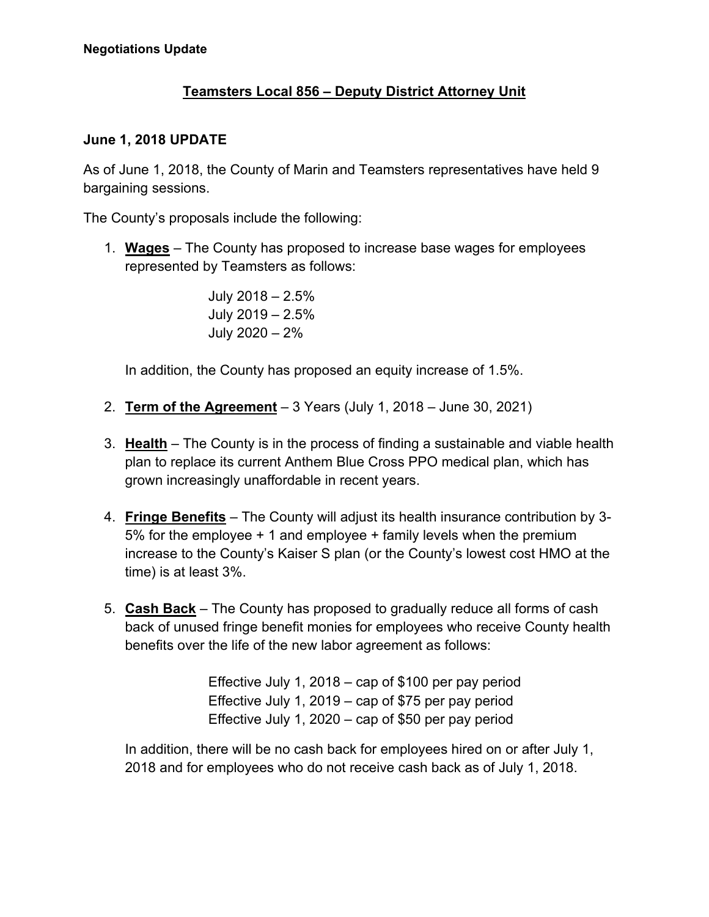**Negotiations Update**

## Teamsters Local 856 – Deputy District Attorney Unit

### June 1, 2018 UPDATE

As of June 1, 2018, the County of Marin and Teamsters representatives have held 9 bargaining sessions.

The County's proposals include the following:

1. **Wages** – The County has proposed to increase base wages for employees represented by Teamsters as follows:

   July 2018 – 2.5%
   July 2019 – 2.5%
   July 2020 – 2%

   In addition, the County has proposed an equity increase of 1.5%.

2. **Term of the Agreement** – 3 Years (July 1, 2018 – June 30, 2021)

3. **Health** – The County is in the process of finding a sustainable and viable health plan to replace its current Anthem Blue Cross PPO medical plan, which has grown increasingly unaffordable in recent years.

4. **Fringe Benefits** – The County will adjust its health insurance contribution by 3-5% for the employee + 1 and employee + family levels when the premium increase to the County's Kaiser S plan (or the County's lowest cost HMO at the time) is at least 3%.

5. **Cash Back** – The County has proposed to gradually reduce all forms of cash back of unused fringe benefit monies for employees who receive County health benefits over the life of the new labor agreement as follows:

   Effective July 1, 2018 – cap of $100 per pay period
   Effective July 1, 2019 – cap of $75 per pay period
   Effective July 1, 2020 – cap of $50 per pay period

   In addition, there will be no cash back for employees hired on or after July 1, 2018 and for employees who do not receive cash back as of July 1, 2018.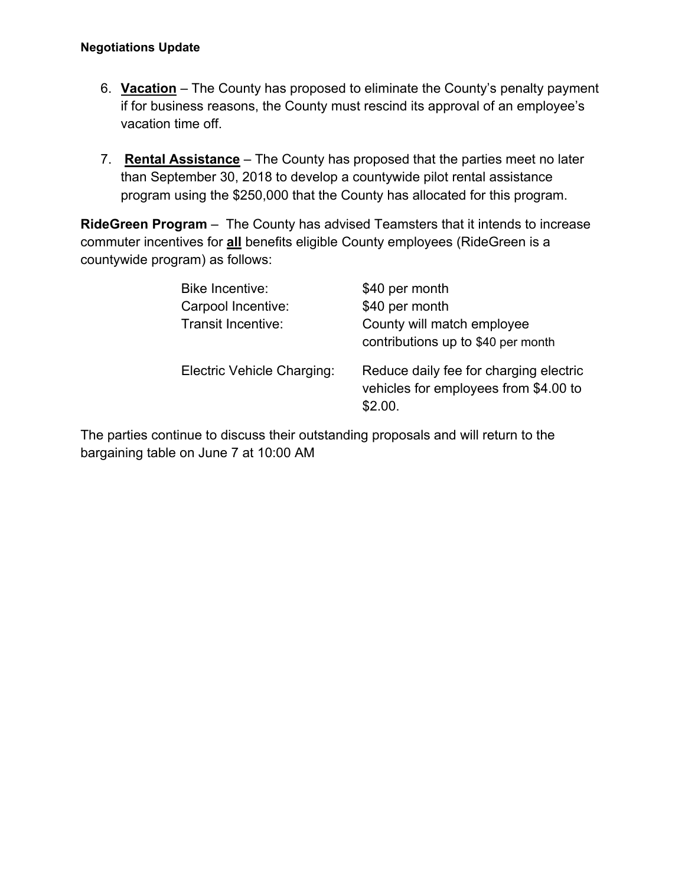6. **Vacation** – The County has proposed to eliminate the County's penalty payment if for business reasons, the County must rescind its approval of an employee's vacation time off.

7. **Rental Assistance** – The County has proposed that the parties meet no later than September 30, 2018 to develop a countywide pilot rental assistance program using the $250,000 that the County has allocated for this program.

**RideGreen Program** – The County has advised Teamsters that it intends to increase commuter incentives for **all** benefits eligible County employees (RideGreen is a countywide program) as follows:

| | |
|---|---|
| Bike Incentive: | $40 per month |
| Carpool Incentive: | $40 per month |
| Transit Incentive: | County will match employee contributions up to $40 per month |
| Electric Vehicle Charging: | Reduce daily fee for charging electric vehicles for employees from $4.00 to $2.00. |

The parties continue to discuss their outstanding proposals and will return to the bargaining table on June 7 at 10:00 AM